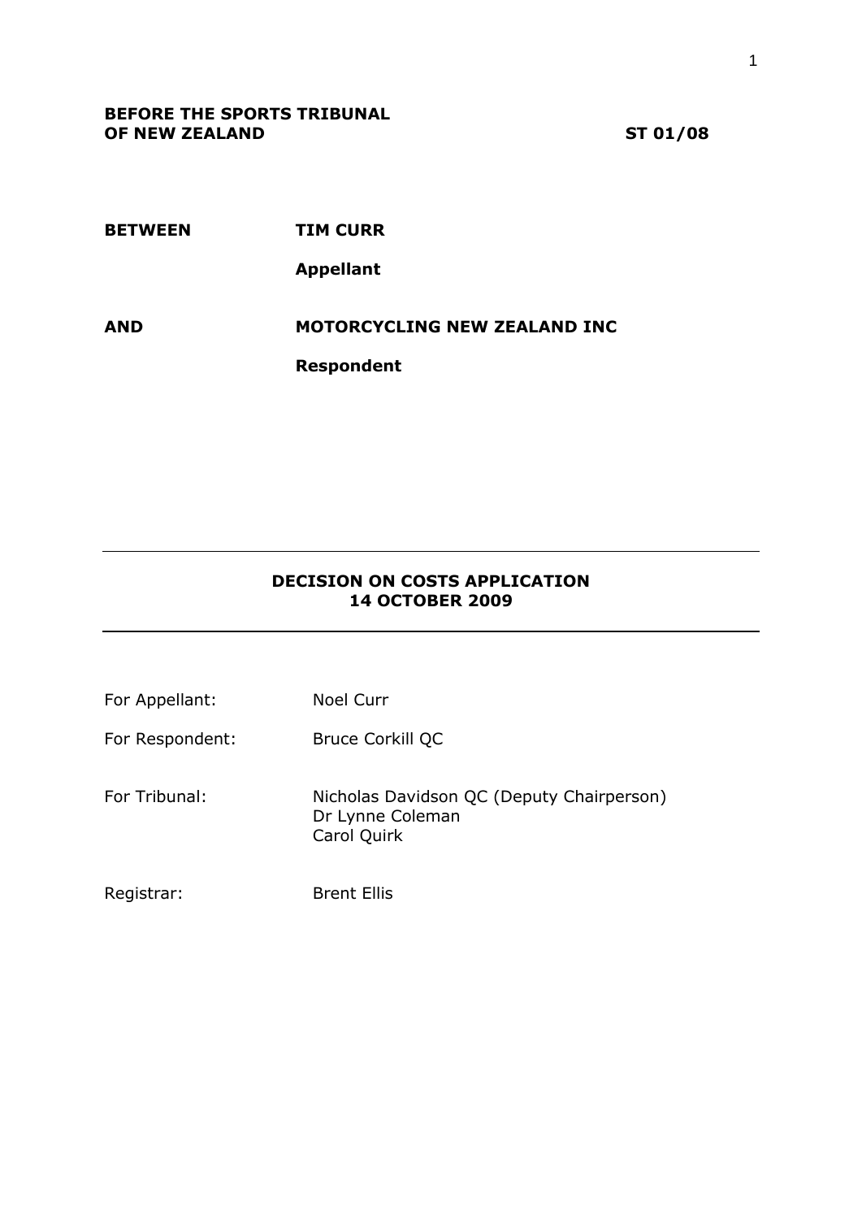**BEFORE THE SPORTS TRIBUNAL OF NEW ZEALAND** **ST 01/08**

**BETWEEN** **TIM CURR**

**Appellant**

**AND** **MOTORCYCLING NEW ZEALAND INC**

**Respondent**

---

**DECISION ON COSTS APPLICATION**
**14 OCTOBER 2009**

---

For Appellant: Noel Curr

For Respondent: Bruce Corkill QC

For Tribunal: Nicholas Davidson QC (Deputy Chairperson)
Dr Lynne Coleman
Carol Quirk

Registrar: Brent Ellis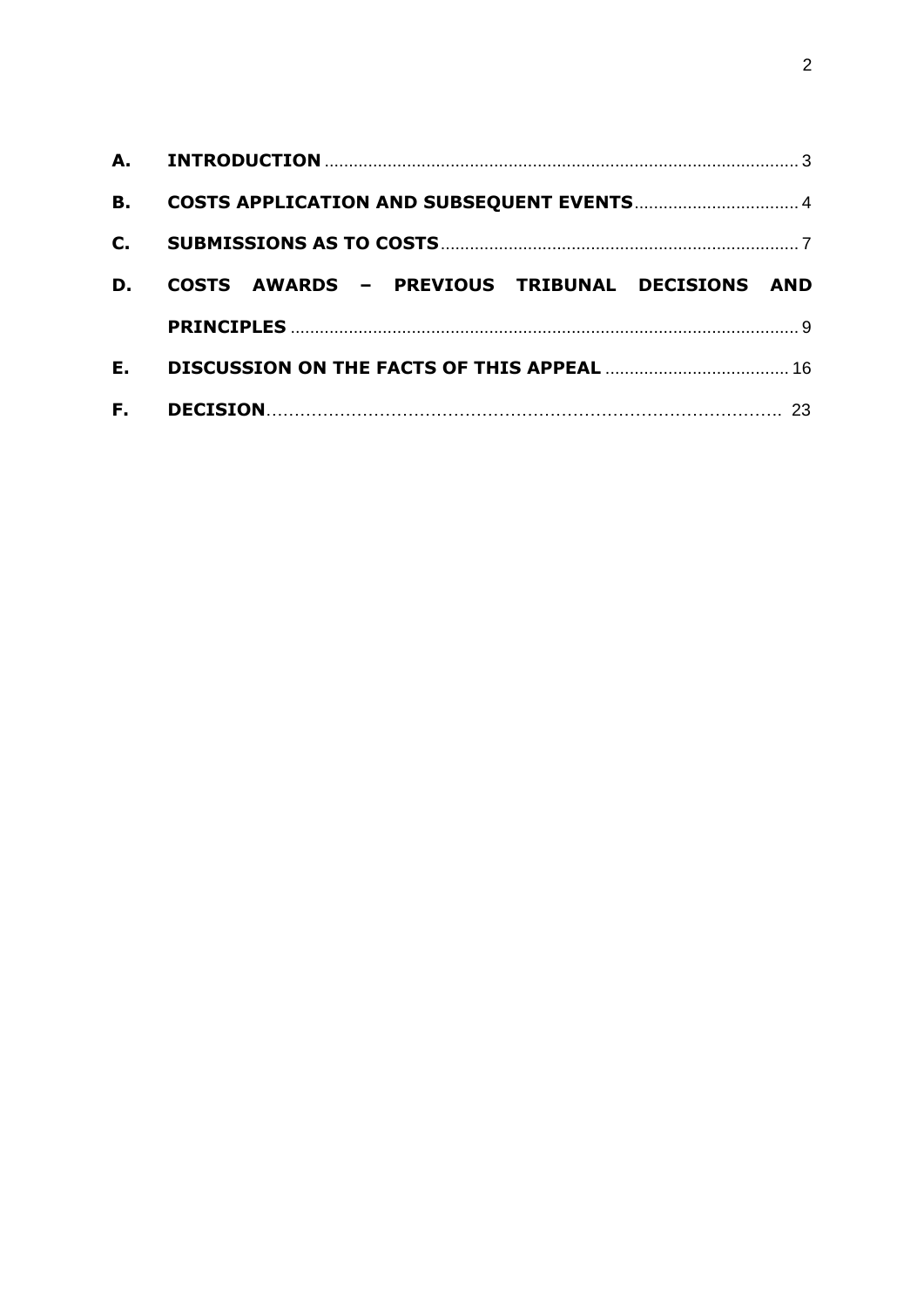| | | |
|---|---|---|
| **A.** | **INTRODUCTION** | 3 |
| **B.** | **COSTS APPLICATION AND SUBSEQUENT EVENTS** | 4 |
| **C.** | **SUBMISSIONS AS TO COSTS** | 7 |
| **D.** | **COSTS AWARDS – PREVIOUS TRIBUNAL DECISIONS AND PRINCIPLES** | 9 |
| **E.** | **DISCUSSION ON THE FACTS OF THIS APPEAL** | 16 |
| **F.** | **DECISION** | 23 |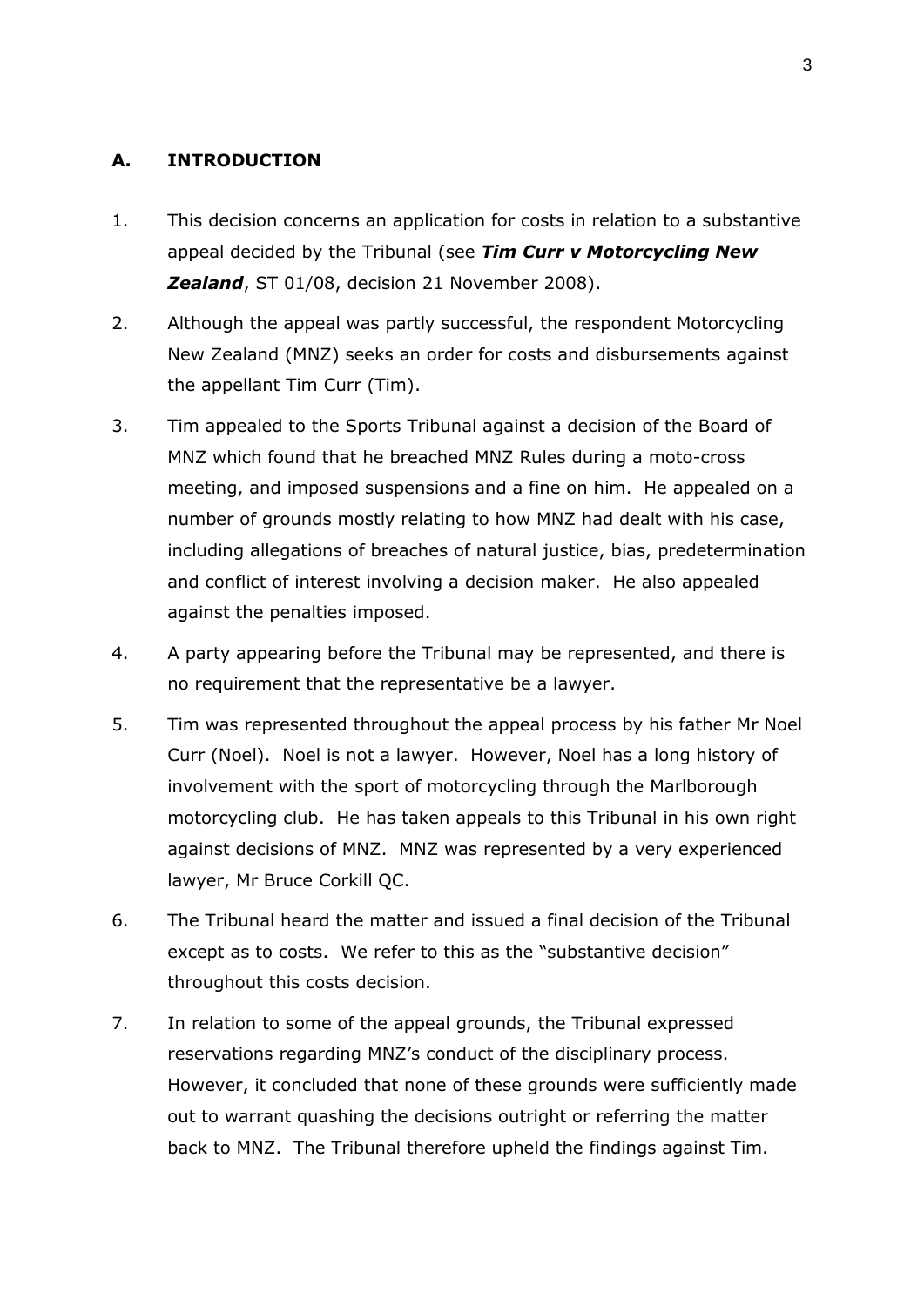## A. INTRODUCTION

1. This decision concerns an application for costs in relation to a substantive appeal decided by the Tribunal (see ***Tim Curr v Motorcycling New Zealand***, ST 01/08, decision 21 November 2008).

2. Although the appeal was partly successful, the respondent Motorcycling New Zealand (MNZ) seeks an order for costs and disbursements against the appellant Tim Curr (Tim).

3. Tim appealed to the Sports Tribunal against a decision of the Board of MNZ which found that he breached MNZ Rules during a moto-cross meeting, and imposed suspensions and a fine on him. He appealed on a number of grounds mostly relating to how MNZ had dealt with his case, including allegations of breaches of natural justice, bias, predetermination and conflict of interest involving a decision maker. He also appealed against the penalties imposed.

4. A party appearing before the Tribunal may be represented, and there is no requirement that the representative be a lawyer.

5. Tim was represented throughout the appeal process by his father Mr Noel Curr (Noel). Noel is not a lawyer. However, Noel has a long history of involvement with the sport of motorcycling through the Marlborough motorcycling club. He has taken appeals to this Tribunal in his own right against decisions of MNZ. MNZ was represented by a very experienced lawyer, Mr Bruce Corkill QC.

6. The Tribunal heard the matter and issued a final decision of the Tribunal except as to costs. We refer to this as the "substantive decision" throughout this costs decision.

7. In relation to some of the appeal grounds, the Tribunal expressed reservations regarding MNZ's conduct of the disciplinary process. However, it concluded that none of these grounds were sufficiently made out to warrant quashing the decisions outright or referring the matter back to MNZ. The Tribunal therefore upheld the findings against Tim.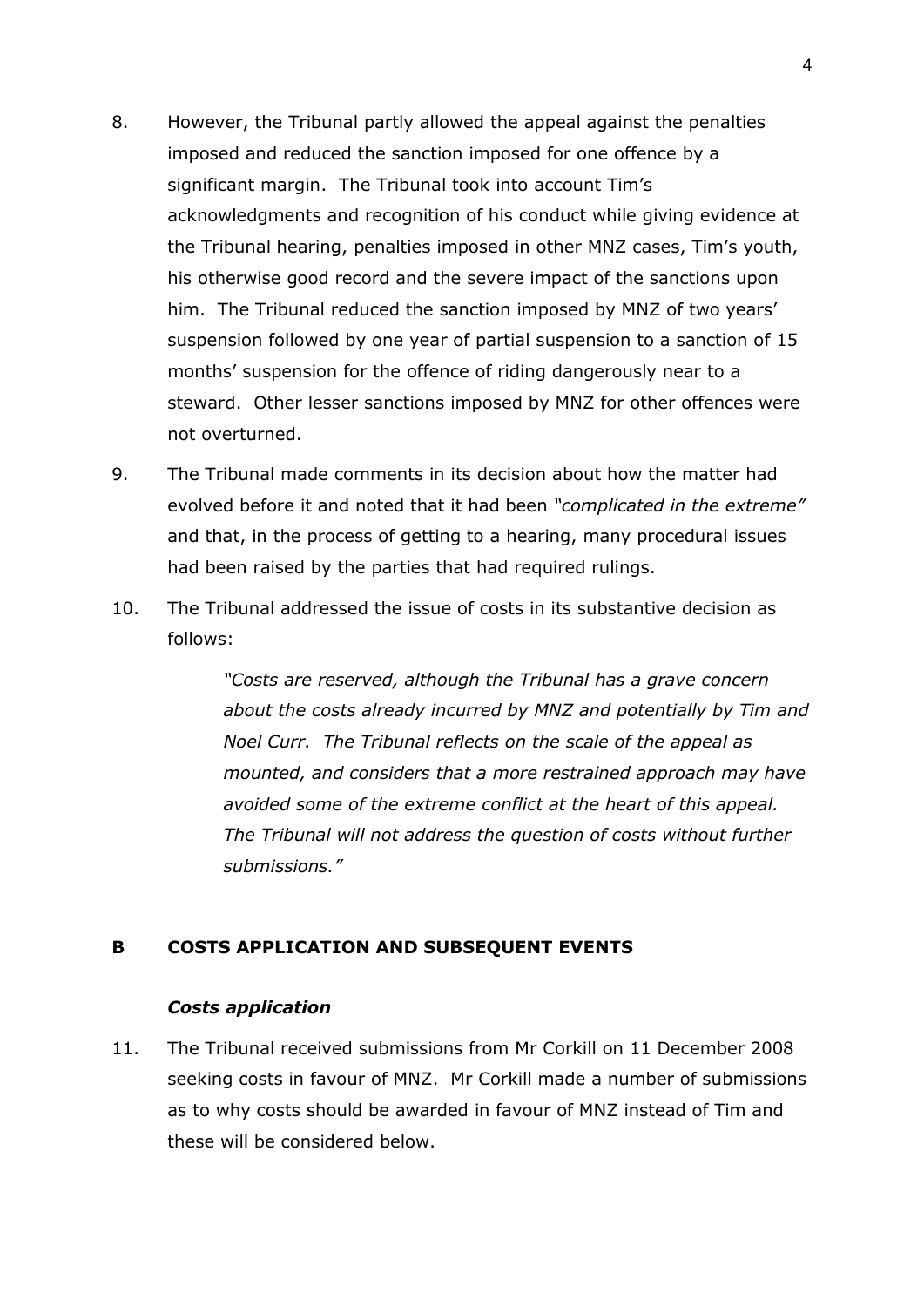8. However, the Tribunal partly allowed the appeal against the penalties imposed and reduced the sanction imposed for one offence by a significant margin. The Tribunal took into account Tim's acknowledgments and recognition of his conduct while giving evidence at the Tribunal hearing, penalties imposed in other MNZ cases, Tim's youth, his otherwise good record and the severe impact of the sanctions upon him. The Tribunal reduced the sanction imposed by MNZ of two years' suspension followed by one year of partial suspension to a sanction of 15 months' suspension for the offence of riding dangerously near to a steward. Other lesser sanctions imposed by MNZ for other offences were not overturned.

9. The Tribunal made comments in its decision about how the matter had evolved before it and noted that it had been *"complicated in the extreme"* and that, in the process of getting to a hearing, many procedural issues had been raised by the parties that had required rulings.

10. The Tribunal addressed the issue of costs in its substantive decision as follows:

> *"Costs are reserved, although the Tribunal has a grave concern about the costs already incurred by MNZ and potentially by Tim and Noel Curr. The Tribunal reflects on the scale of the appeal as mounted, and considers that a more restrained approach may have avoided some of the extreme conflict at the heart of this appeal. The Tribunal will not address the question of costs without further submissions."*

## B COSTS APPLICATION AND SUBSEQUENT EVENTS

### *Costs application*

11. The Tribunal received submissions from Mr Corkill on 11 December 2008 seeking costs in favour of MNZ. Mr Corkill made a number of submissions as to why costs should be awarded in favour of MNZ instead of Tim and these will be considered below.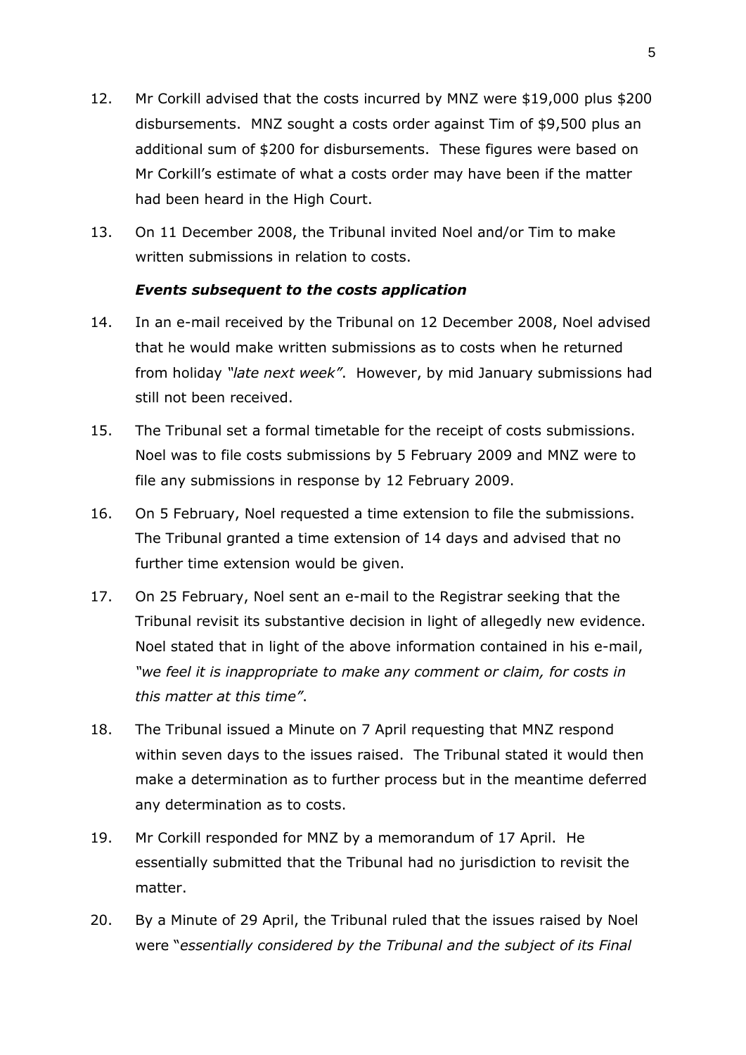12. Mr Corkill advised that the costs incurred by MNZ were $19,000 plus $200 disbursements. MNZ sought a costs order against Tim of $9,500 plus an additional sum of $200 for disbursements. These figures were based on Mr Corkill's estimate of what a costs order may have been if the matter had been heard in the High Court.

13. On 11 December 2008, the Tribunal invited Noel and/or Tim to make written submissions in relation to costs.

### *Events subsequent to the costs application*

14. In an e-mail received by the Tribunal on 12 December 2008, Noel advised that he would make written submissions as to costs when he returned from holiday *"late next week"*. However, by mid January submissions had still not been received.

15. The Tribunal set a formal timetable for the receipt of costs submissions. Noel was to file costs submissions by 5 February 2009 and MNZ were to file any submissions in response by 12 February 2009.

16. On 5 February, Noel requested a time extension to file the submissions. The Tribunal granted a time extension of 14 days and advised that no further time extension would be given.

17. On 25 February, Noel sent an e-mail to the Registrar seeking that the Tribunal revisit its substantive decision in light of allegedly new evidence. Noel stated that in light of the above information contained in his e-mail, *"we feel it is inappropriate to make any comment or claim, for costs in this matter at this time"*.

18. The Tribunal issued a Minute on 7 April requesting that MNZ respond within seven days to the issues raised. The Tribunal stated it would then make a determination as to further process but in the meantime deferred any determination as to costs.

19. Mr Corkill responded for MNZ by a memorandum of 17 April. He essentially submitted that the Tribunal had no jurisdiction to revisit the matter.

20. By a Minute of 29 April, the Tribunal ruled that the issues raised by Noel were "*essentially considered by the Tribunal and the subject of its Final*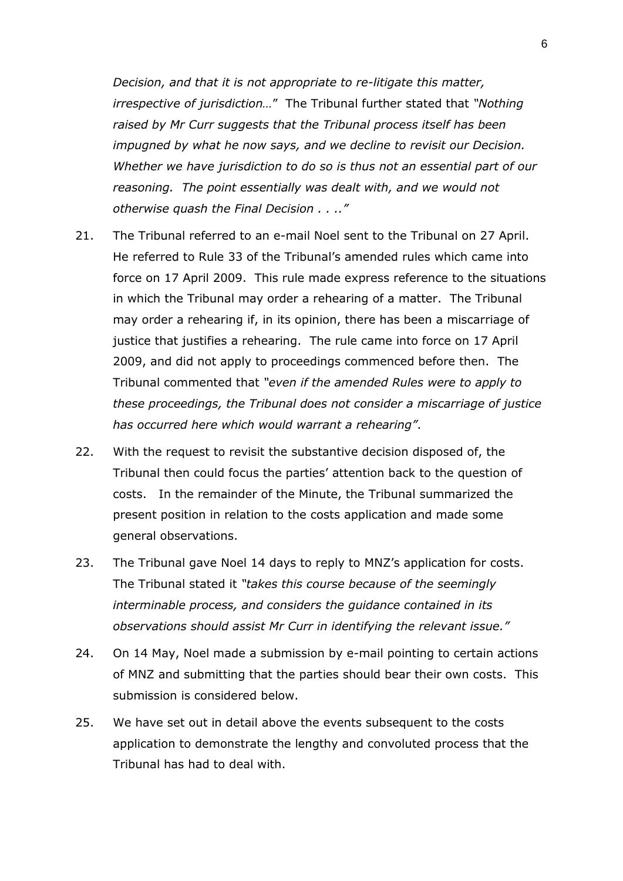*Decision, and that it is not appropriate to re-litigate this matter, irrespective of jurisdiction…*" The Tribunal further stated that *"Nothing raised by Mr Curr suggests that the Tribunal process itself has been impugned by what he now says, and we decline to revisit our Decision. Whether we have jurisdiction to do so is thus not an essential part of our reasoning. The point essentially was dealt with, and we would not otherwise quash the Final Decision . . ..*"

21. The Tribunal referred to an e-mail Noel sent to the Tribunal on 27 April. He referred to Rule 33 of the Tribunal's amended rules which came into force on 17 April 2009. This rule made express reference to the situations in which the Tribunal may order a rehearing of a matter. The Tribunal may order a rehearing if, in its opinion, there has been a miscarriage of justice that justifies a rehearing. The rule came into force on 17 April 2009, and did not apply to proceedings commenced before then. The Tribunal commented that *"even if the amended Rules were to apply to these proceedings, the Tribunal does not consider a miscarriage of justice has occurred here which would warrant a rehearing"*.

22. With the request to revisit the substantive decision disposed of, the Tribunal then could focus the parties' attention back to the question of costs. In the remainder of the Minute, the Tribunal summarized the present position in relation to the costs application and made some general observations.

23. The Tribunal gave Noel 14 days to reply to MNZ's application for costs. The Tribunal stated it *"takes this course because of the seemingly interminable process, and considers the guidance contained in its observations should assist Mr Curr in identifying the relevant issue."*

24. On 14 May, Noel made a submission by e-mail pointing to certain actions of MNZ and submitting that the parties should bear their own costs. This submission is considered below.

25. We have set out in detail above the events subsequent to the costs application to demonstrate the lengthy and convoluted process that the Tribunal has had to deal with.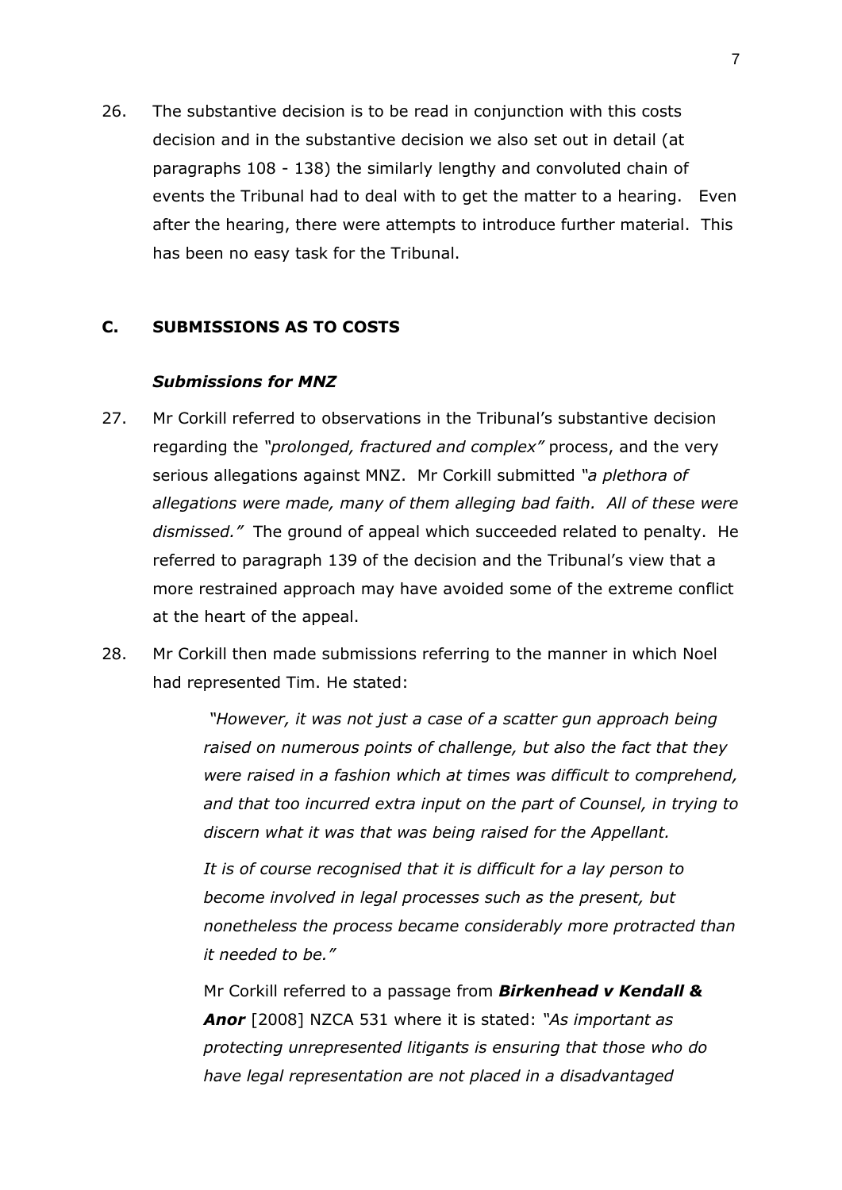26. The substantive decision is to be read in conjunction with this costs decision and in the substantive decision we also set out in detail (at paragraphs 108 - 138) the similarly lengthy and convoluted chain of events the Tribunal had to deal with to get the matter to a hearing. Even after the hearing, there were attempts to introduce further material. This has been no easy task for the Tribunal.

## C. SUBMISSIONS AS TO COSTS

### *Submissions for MNZ*

27. Mr Corkill referred to observations in the Tribunal's substantive decision regarding the *"prolonged, fractured and complex"* process, and the very serious allegations against MNZ. Mr Corkill submitted *"a plethora of allegations were made, many of them alleging bad faith. All of these were dismissed."* The ground of appeal which succeeded related to penalty. He referred to paragraph 139 of the decision and the Tribunal's view that a more restrained approach may have avoided some of the extreme conflict at the heart of the appeal.

28. Mr Corkill then made submissions referring to the manner in which Noel had represented Tim. He stated:

> *"However, it was not just a case of a scatter gun approach being raised on numerous points of challenge, but also the fact that they were raised in a fashion which at times was difficult to comprehend, and that too incurred extra input on the part of Counsel, in trying to discern what it was that was being raised for the Appellant.*
>
> *It is of course recognised that it is difficult for a lay person to become involved in legal processes such as the present, but nonetheless the process became considerably more protracted than it needed to be."*

Mr Corkill referred to a passage from ***Birkenhead v Kendall & Anor*** [2008] NZCA 531 where it is stated: *"As important as protecting unrepresented litigants is ensuring that those who do have legal representation are not placed in a disadvantaged*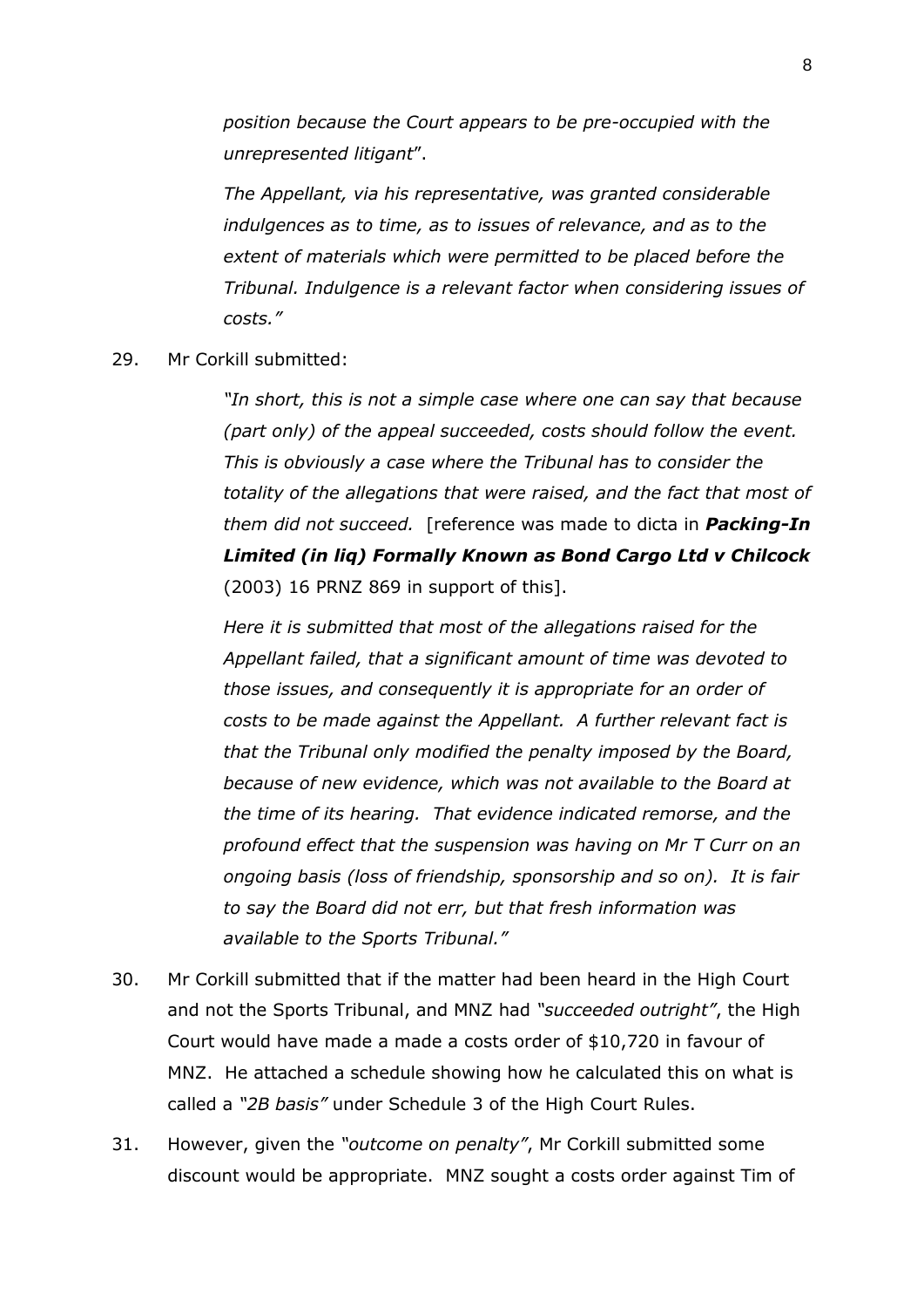> *position because the Court appears to be pre-occupied with the unrepresented litigant*".
>
> *The Appellant, via his representative, was granted considerable indulgences as to time, as to issues of relevance, and as to the extent of materials which were permitted to be placed before the Tribunal. Indulgence is a relevant factor when considering issues of costs."*

29. Mr Corkill submitted:

> *"In short, this is not a simple case where one can say that because (part only) of the appeal succeeded, costs should follow the event. This is obviously a case where the Tribunal has to consider the totality of the allegations that were raised, and the fact that most of them did not succeed.* [reference was made to dicta in ***Packing-In Limited (in liq) Formally Known as Bond Cargo Ltd v Chilcock*** (2003) 16 PRNZ 869 in support of this].
>
> *Here it is submitted that most of the allegations raised for the Appellant failed, that a significant amount of time was devoted to those issues, and consequently it is appropriate for an order of costs to be made against the Appellant. A further relevant fact is that the Tribunal only modified the penalty imposed by the Board, because of new evidence, which was not available to the Board at the time of its hearing. That evidence indicated remorse, and the profound effect that the suspension was having on Mr T Curr on an ongoing basis (loss of friendship, sponsorship and so on). It is fair to say the Board did not err, but that fresh information was available to the Sports Tribunal."*

30. Mr Corkill submitted that if the matter had been heard in the High Court and not the Sports Tribunal, and MNZ had *"succeeded outright"*, the High Court would have made a made a costs order of $10,720 in favour of MNZ. He attached a schedule showing how he calculated this on what is called a *"2B basis"* under Schedule 3 of the High Court Rules.

31. However, given the *"outcome on penalty"*, Mr Corkill submitted some discount would be appropriate. MNZ sought a costs order against Tim of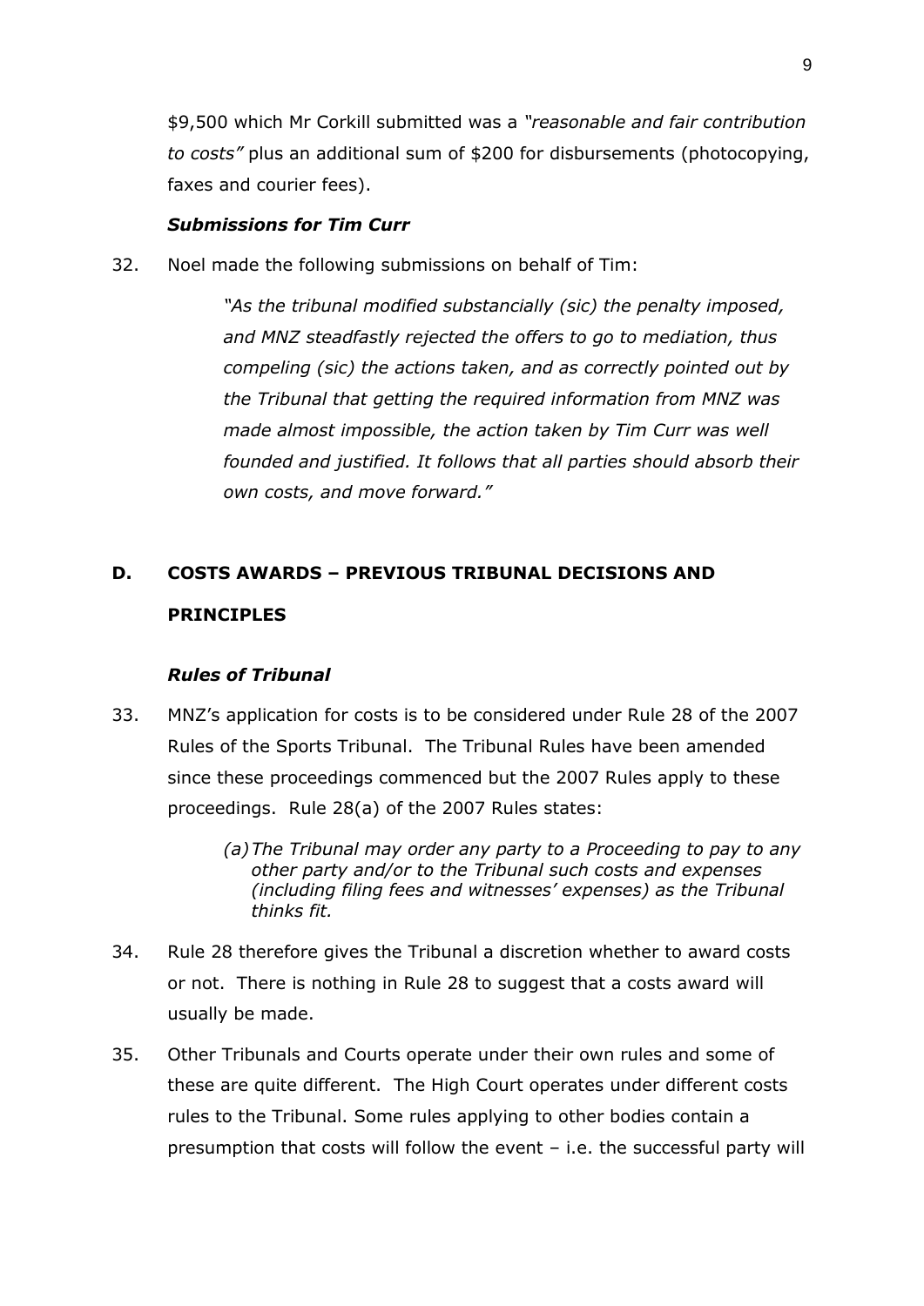$9,500 which Mr Corkill submitted was a *"reasonable and fair contribution to costs"* plus an additional sum of $200 for disbursements (photocopying, faxes and courier fees).

### *Submissions for Tim Curr*

32. Noel made the following submissions on behalf of Tim:

> *"As the tribunal modified substancially (sic) the penalty imposed, and MNZ steadfastly rejected the offers to go to mediation, thus compeling (sic) the actions taken, and as correctly pointed out by the Tribunal that getting the required information from MNZ was made almost impossible, the action taken by Tim Curr was well founded and justified. It follows that all parties should absorb their own costs, and move forward."*

## D. COSTS AWARDS – PREVIOUS TRIBUNAL DECISIONS AND PRINCIPLES

### *Rules of Tribunal*

33. MNZ's application for costs is to be considered under Rule 28 of the 2007 Rules of the Sports Tribunal. The Tribunal Rules have been amended since these proceedings commenced but the 2007 Rules apply to these proceedings. Rule 28(a) of the 2007 Rules states:

> *(a) The Tribunal may order any party to a Proceeding to pay to any other party and/or to the Tribunal such costs and expenses (including filing fees and witnesses' expenses) as the Tribunal thinks fit.*

34. Rule 28 therefore gives the Tribunal a discretion whether to award costs or not. There is nothing in Rule 28 to suggest that a costs award will usually be made.

35. Other Tribunals and Courts operate under their own rules and some of these are quite different. The High Court operates under different costs rules to the Tribunal. Some rules applying to other bodies contain a presumption that costs will follow the event – i.e. the successful party will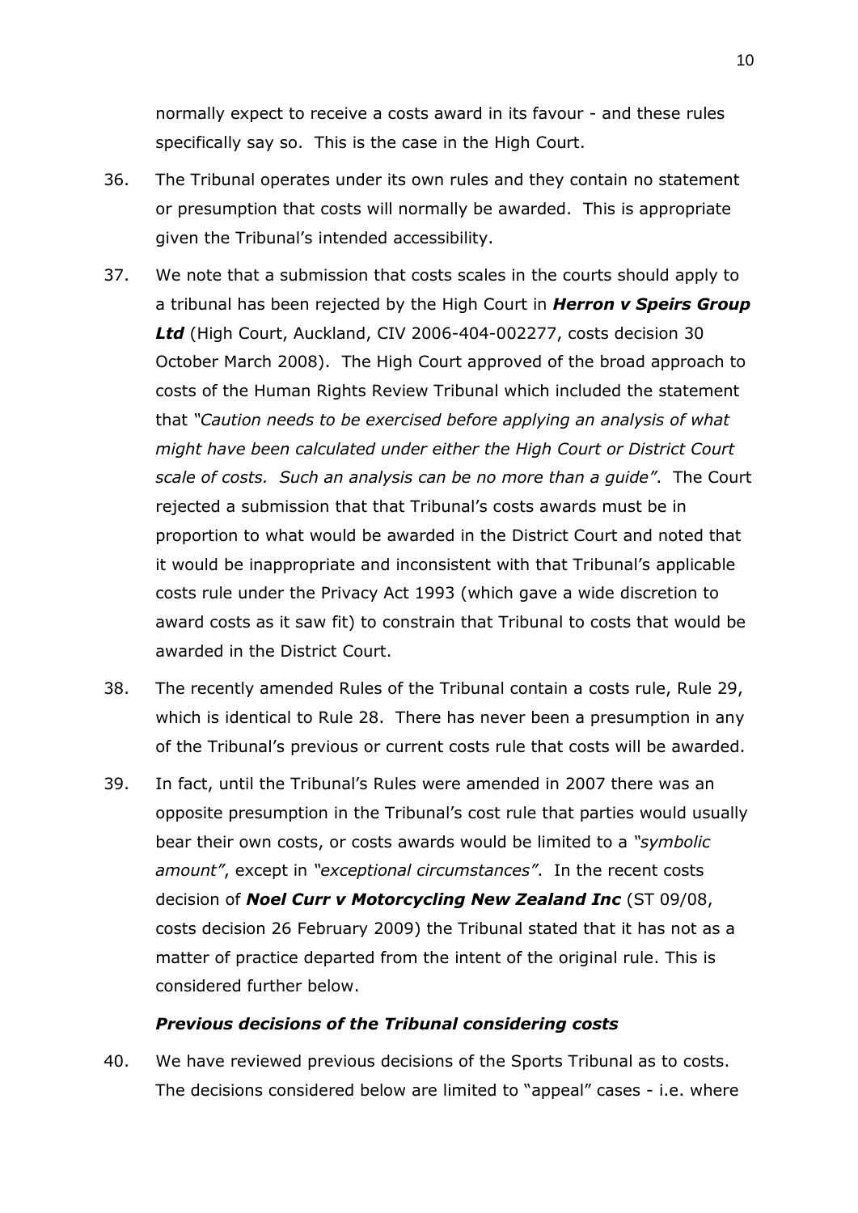normally expect to receive a costs award in its favour - and these rules specifically say so. This is the case in the High Court.

36. The Tribunal operates under its own rules and they contain no statement or presumption that costs will normally be awarded. This is appropriate given the Tribunal's intended accessibility.

37. We note that a submission that costs scales in the courts should apply to a tribunal has been rejected by the High Court in ***Herron v Speirs Group Ltd*** (High Court, Auckland, CIV 2006-404-002277, costs decision 30 October March 2008). The High Court approved of the broad approach to costs of the Human Rights Review Tribunal which included the statement that *"Caution needs to be exercised before applying an analysis of what might have been calculated under either the High Court or District Court scale of costs. Such an analysis can be no more than a guide"*. The Court rejected a submission that that Tribunal's costs awards must be in proportion to what would be awarded in the District Court and noted that it would be inappropriate and inconsistent with that Tribunal's applicable costs rule under the Privacy Act 1993 (which gave a wide discretion to award costs as it saw fit) to constrain that Tribunal to costs that would be awarded in the District Court.

38. The recently amended Rules of the Tribunal contain a costs rule, Rule 29, which is identical to Rule 28. There has never been a presumption in any of the Tribunal's previous or current costs rule that costs will be awarded.

39. In fact, until the Tribunal's Rules were amended in 2007 there was an opposite presumption in the Tribunal's cost rule that parties would usually bear their own costs, or costs awards would be limited to a *"symbolic amount"*, except in *"exceptional circumstances"*. In the recent costs decision of ***Noel Curr v Motorcycling New Zealand Inc*** (ST 09/08, costs decision 26 February 2009) the Tribunal stated that it has not as a matter of practice departed from the intent of the original rule. This is considered further below.

### *Previous decisions of the Tribunal considering costs*

40. We have reviewed previous decisions of the Sports Tribunal as to costs. The decisions considered below are limited to "appeal" cases - i.e. where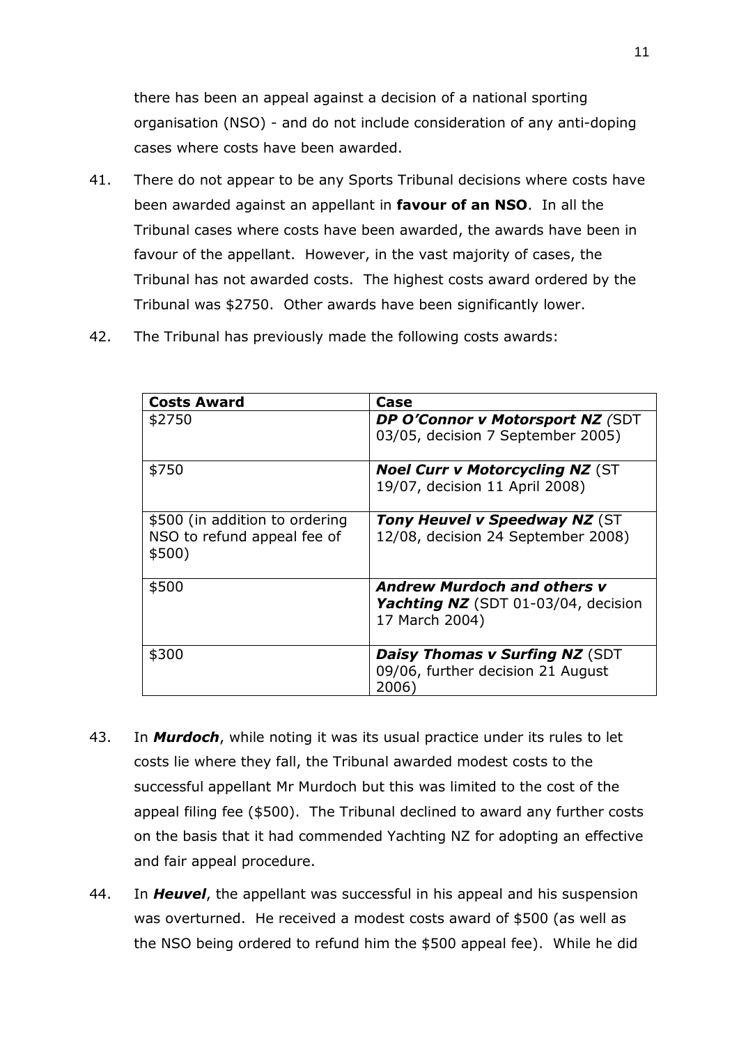there has been an appeal against a decision of a national sporting organisation (NSO) - and do not include consideration of any anti-doping cases where costs have been awarded.

41. There do not appear to be any Sports Tribunal decisions where costs have been awarded against an appellant in **favour of an NSO**. In all the Tribunal cases where costs have been awarded, the awards have been in favour of the appellant. However, in the vast majority of cases, the Tribunal has not awarded costs. The highest costs award ordered by the Tribunal was $2750. Other awards have been significantly lower.

42. The Tribunal has previously made the following costs awards:

| **Costs Award** | **Case** |
|---|---|
| $2750 | ***DP O'Connor v Motorsport NZ*** *(*SDT 03/05, decision 7 September 2005) |
| $750 | ***Noel Curr v Motorcycling NZ*** (ST 19/07, decision 11 April 2008) |
| $500 (in addition to ordering NSO to refund appeal fee of $500) | ***Tony Heuvel v Speedway NZ*** (ST 12/08, decision 24 September 2008) |
| $500 | ***Andrew Murdoch and others v Yachting NZ*** (SDT 01-03/04, decision 17 March 2004) |
| $300 | ***Daisy Thomas v Surfing NZ*** (SDT 09/06, further decision 21 August 2006) |

43. In ***Murdoch***, while noting it was its usual practice under its rules to let costs lie where they fall, the Tribunal awarded modest costs to the successful appellant Mr Murdoch but this was limited to the cost of the appeal filing fee ($500). The Tribunal declined to award any further costs on the basis that it had commended Yachting NZ for adopting an effective and fair appeal procedure.

44. In ***Heuvel***, the appellant was successful in his appeal and his suspension was overturned. He received a modest costs award of $500 (as well as the NSO being ordered to refund him the $500 appeal fee). While he did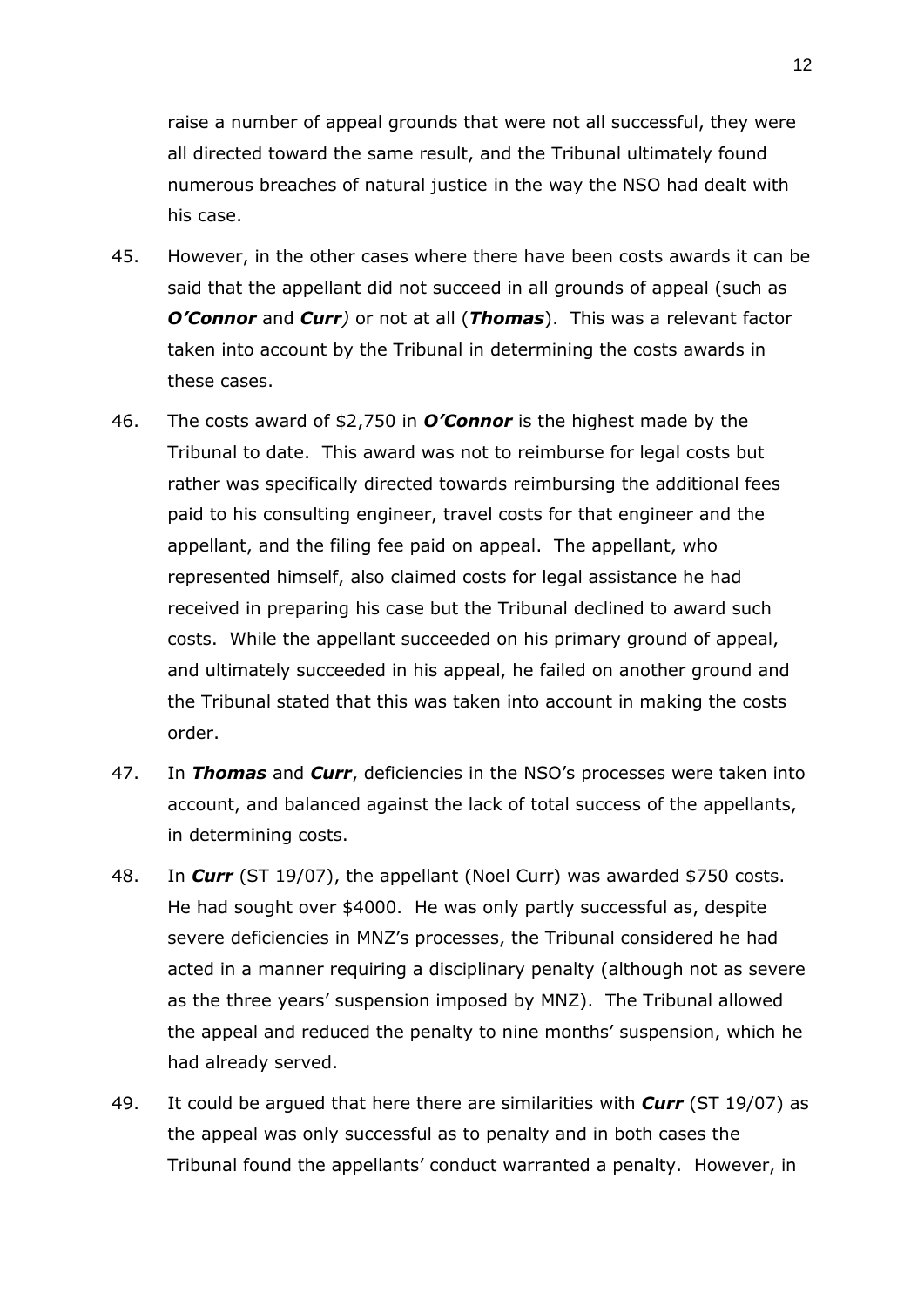raise a number of appeal grounds that were not all successful, they were all directed toward the same result, and the Tribunal ultimately found numerous breaches of natural justice in the way the NSO had dealt with his case.

45. However, in the other cases where there have been costs awards it can be said that the appellant did not succeed in all grounds of appeal (such as ***O'Connor*** and ***Curr****)* or not at all (***Thomas***). This was a relevant factor taken into account by the Tribunal in determining the costs awards in these cases.

46. The costs award of $2,750 in ***O'Connor*** is the highest made by the Tribunal to date. This award was not to reimburse for legal costs but rather was specifically directed towards reimbursing the additional fees paid to his consulting engineer, travel costs for that engineer and the appellant, and the filing fee paid on appeal. The appellant, who represented himself, also claimed costs for legal assistance he had received in preparing his case but the Tribunal declined to award such costs. While the appellant succeeded on his primary ground of appeal, and ultimately succeeded in his appeal, he failed on another ground and the Tribunal stated that this was taken into account in making the costs order.

47. In ***Thomas*** and ***Curr***, deficiencies in the NSO's processes were taken into account, and balanced against the lack of total success of the appellants, in determining costs.

48. In ***Curr*** (ST 19/07), the appellant (Noel Curr) was awarded $750 costs. He had sought over $4000. He was only partly successful as, despite severe deficiencies in MNZ's processes, the Tribunal considered he had acted in a manner requiring a disciplinary penalty (although not as severe as the three years' suspension imposed by MNZ). The Tribunal allowed the appeal and reduced the penalty to nine months' suspension, which he had already served.

49. It could be argued that here there are similarities with ***Curr*** (ST 19/07) as the appeal was only successful as to penalty and in both cases the Tribunal found the appellants' conduct warranted a penalty. However, in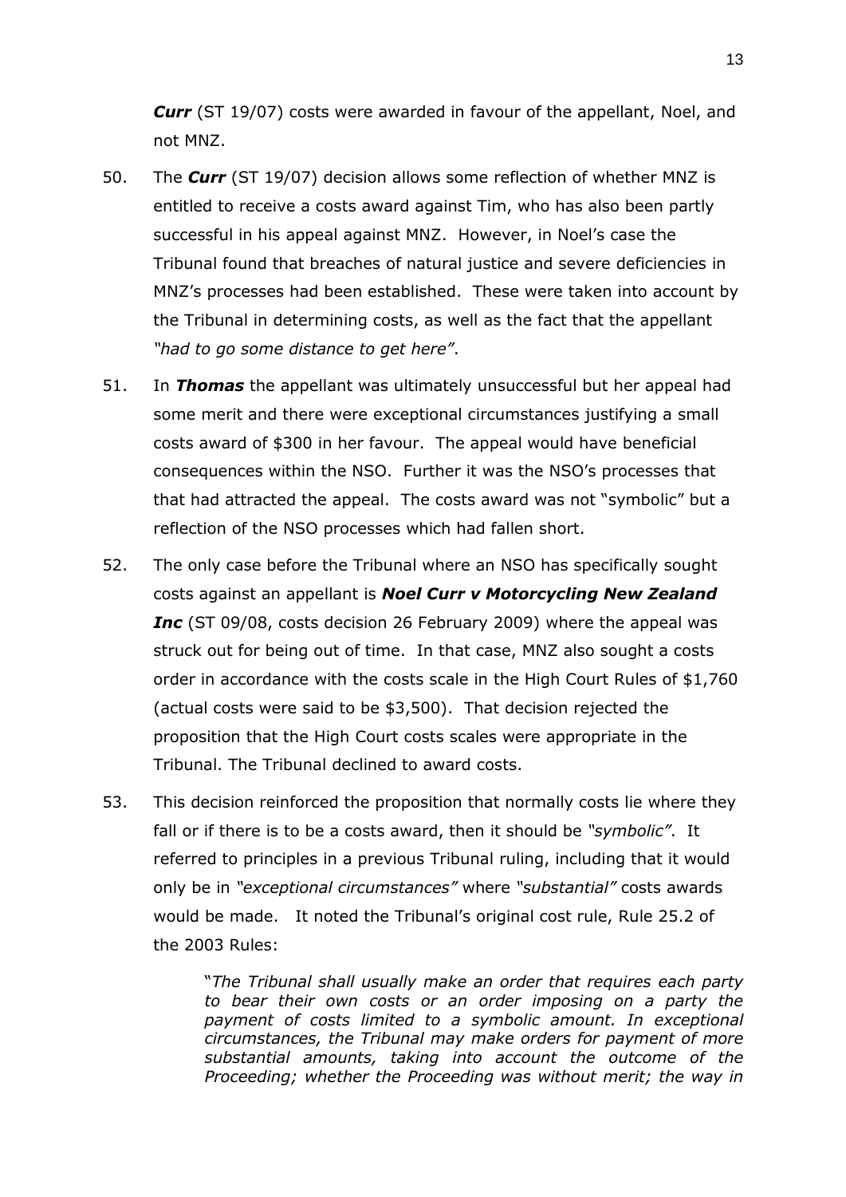***Curr*** (ST 19/07) costs were awarded in favour of the appellant, Noel, and not MNZ.

50. The ***Curr*** (ST 19/07) decision allows some reflection of whether MNZ is entitled to receive a costs award against Tim, who has also been partly successful in his appeal against MNZ. However, in Noel's case the Tribunal found that breaches of natural justice and severe deficiencies in MNZ's processes had been established. These were taken into account by the Tribunal in determining costs, as well as the fact that the appellant *"had to go some distance to get here"*.

51. In ***Thomas*** the appellant was ultimately unsuccessful but her appeal had some merit and there were exceptional circumstances justifying a small costs award of $300 in her favour. The appeal would have beneficial consequences within the NSO. Further it was the NSO's processes that that had attracted the appeal. The costs award was not "symbolic" but a reflection of the NSO processes which had fallen short.

52. The only case before the Tribunal where an NSO has specifically sought costs against an appellant is ***Noel Curr v Motorcycling New Zealand Inc*** (ST 09/08, costs decision 26 February 2009) where the appeal was struck out for being out of time. In that case, MNZ also sought a costs order in accordance with the costs scale in the High Court Rules of $1,760 (actual costs were said to be $3,500). That decision rejected the proposition that the High Court costs scales were appropriate in the Tribunal. The Tribunal declined to award costs.

53. This decision reinforced the proposition that normally costs lie where they fall or if there is to be a costs award, then it should be *"symbolic"*. It referred to principles in a previous Tribunal ruling, including that it would only be in *"exceptional circumstances"* where *"substantial"* costs awards would be made. It noted the Tribunal's original cost rule, Rule 25.2 of the 2003 Rules:

> "*The Tribunal shall usually make an order that requires each party to bear their own costs or an order imposing on a party the payment of costs limited to a symbolic amount. In exceptional circumstances, the Tribunal may make orders for payment of more substantial amounts, taking into account the outcome of the Proceeding; whether the Proceeding was without merit; the way in*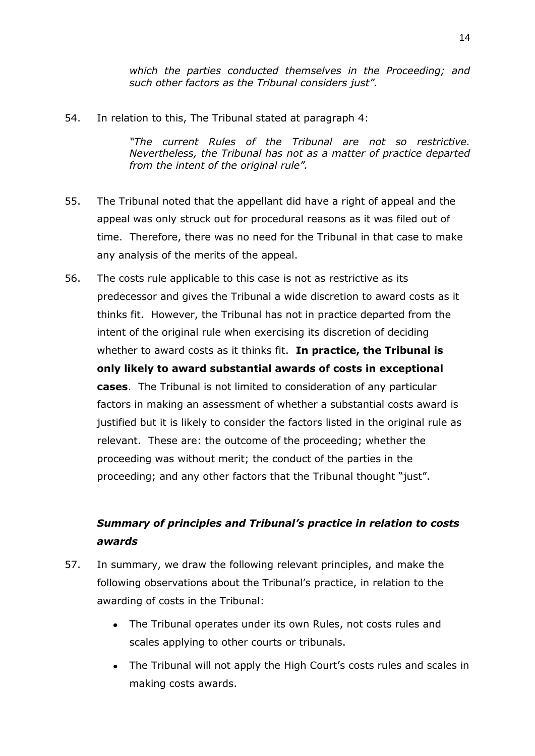*which the parties conducted themselves in the Proceeding; and such other factors as the Tribunal considers just".*

54. In relation to this, The Tribunal stated at paragraph 4:

> *"The current Rules of the Tribunal are not so restrictive. Nevertheless, the Tribunal has not as a matter of practice departed from the intent of the original rule".*

55. The Tribunal noted that the appellant did have a right of appeal and the appeal was only struck out for procedural reasons as it was filed out of time. Therefore, there was no need for the Tribunal in that case to make any analysis of the merits of the appeal.

56. The costs rule applicable to this case is not as restrictive as its predecessor and gives the Tribunal a wide discretion to award costs as it thinks fit. However, the Tribunal has not in practice departed from the intent of the original rule when exercising its discretion of deciding whether to award costs as it thinks fit. **In practice, the Tribunal is only likely to award substantial awards of costs in exceptional cases**. The Tribunal is not limited to consideration of any particular factors in making an assessment of whether a substantial costs award is justified but it is likely to consider the factors listed in the original rule as relevant. These are: the outcome of the proceeding; whether the proceeding was without merit; the conduct of the parties in the proceeding; and any other factors that the Tribunal thought "just".

### *Summary of principles and Tribunal's practice in relation to costs awards*

57. In summary, we draw the following relevant principles, and make the following observations about the Tribunal's practice, in relation to the awarding of costs in the Tribunal:

    - The Tribunal operates under its own Rules, not costs rules and scales applying to other courts or tribunals.
    - The Tribunal will not apply the High Court's costs rules and scales in making costs awards.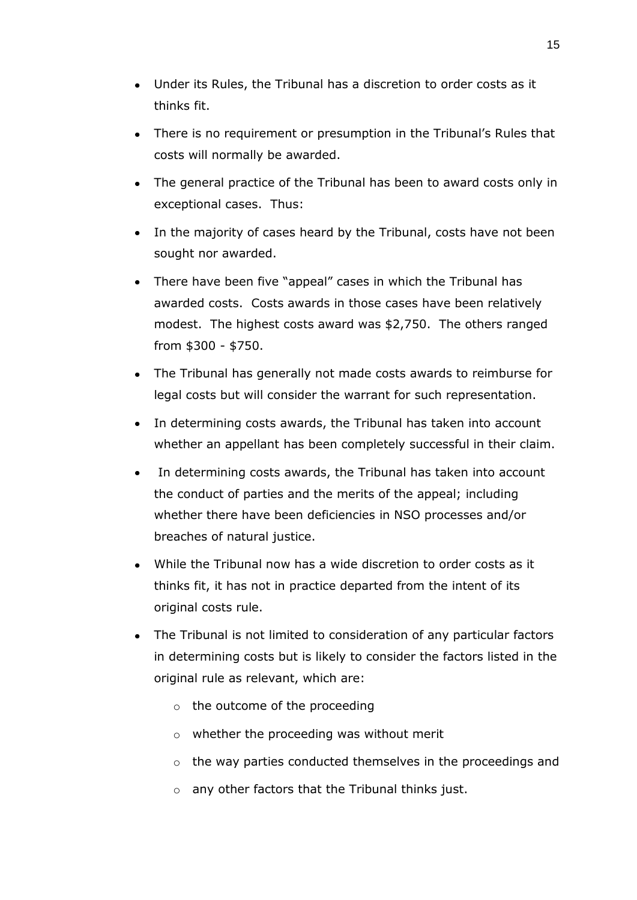- Under its Rules, the Tribunal has a discretion to order costs as it thinks fit.
- There is no requirement or presumption in the Tribunal's Rules that costs will normally be awarded.
- The general practice of the Tribunal has been to award costs only in exceptional cases. Thus:
- In the majority of cases heard by the Tribunal, costs have not been sought nor awarded.
- There have been five "appeal" cases in which the Tribunal has awarded costs. Costs awards in those cases have been relatively modest. The highest costs award was $2,750. The others ranged from $300 - $750.
- The Tribunal has generally not made costs awards to reimburse for legal costs but will consider the warrant for such representation.
- In determining costs awards, the Tribunal has taken into account whether an appellant has been completely successful in their claim.
- In determining costs awards, the Tribunal has taken into account the conduct of parties and the merits of the appeal; including whether there have been deficiencies in NSO processes and/or breaches of natural justice.
- While the Tribunal now has a wide discretion to order costs as it thinks fit, it has not in practice departed from the intent of its original costs rule.
- The Tribunal is not limited to consideration of any particular factors in determining costs but is likely to consider the factors listed in the original rule as relevant, which are:
  - the outcome of the proceeding
  - whether the proceeding was without merit
  - the way parties conducted themselves in the proceedings and
  - any other factors that the Tribunal thinks just.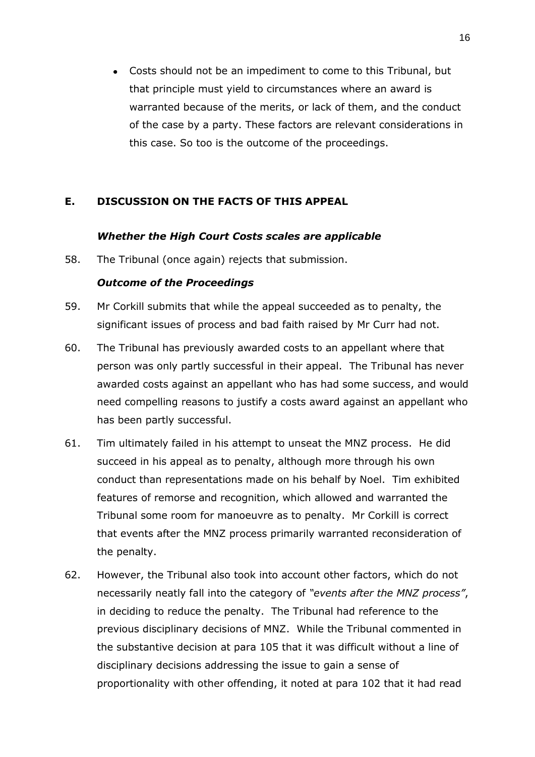- Costs should not be an impediment to come to this Tribunal, but that principle must yield to circumstances where an award is warranted because of the merits, or lack of them, and the conduct of the case by a party. These factors are relevant considerations in this case. So too is the outcome of the proceedings.

## E. DISCUSSION ON THE FACTS OF THIS APPEAL

### *Whether the High Court Costs scales are applicable*

58. The Tribunal (once again) rejects that submission.

### *Outcome of the Proceedings*

59. Mr Corkill submits that while the appeal succeeded as to penalty, the significant issues of process and bad faith raised by Mr Curr had not.

60. The Tribunal has previously awarded costs to an appellant where that person was only partly successful in their appeal. The Tribunal has never awarded costs against an appellant who has had some success, and would need compelling reasons to justify a costs award against an appellant who has been partly successful.

61. Tim ultimately failed in his attempt to unseat the MNZ process. He did succeed in his appeal as to penalty, although more through his own conduct than representations made on his behalf by Noel. Tim exhibited features of remorse and recognition, which allowed and warranted the Tribunal some room for manoeuvre as to penalty. Mr Corkill is correct that events after the MNZ process primarily warranted reconsideration of the penalty.

62. However, the Tribunal also took into account other factors, which do not necessarily neatly fall into the category of *"events after the MNZ process"*, in deciding to reduce the penalty. The Tribunal had reference to the previous disciplinary decisions of MNZ. While the Tribunal commented in the substantive decision at para 105 that it was difficult without a line of disciplinary decisions addressing the issue to gain a sense of proportionality with other offending, it noted at para 102 that it had read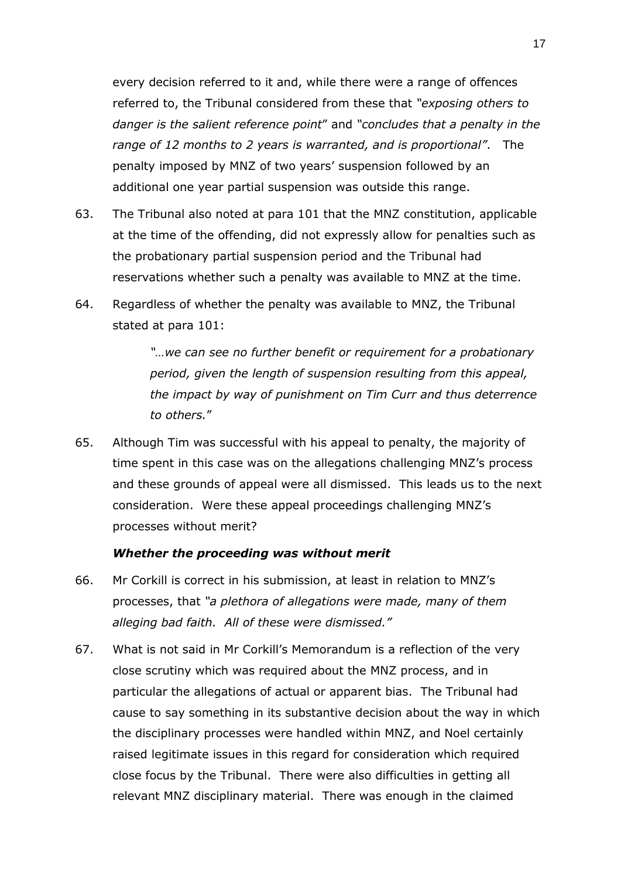every decision referred to it and, while there were a range of offences referred to, the Tribunal considered from these that *"exposing others to danger is the salient reference point*" and *"concludes that a penalty in the range of 12 months to 2 years is warranted, and is proportional"*. The penalty imposed by MNZ of two years' suspension followed by an additional one year partial suspension was outside this range.

63. The Tribunal also noted at para 101 that the MNZ constitution, applicable at the time of the offending, did not expressly allow for penalties such as the probationary partial suspension period and the Tribunal had reservations whether such a penalty was available to MNZ at the time.

64. Regardless of whether the penalty was available to MNZ, the Tribunal stated at para 101:

> *"…we can see no further benefit or requirement for a probationary period, given the length of suspension resulting from this appeal, the impact by way of punishment on Tim Curr and thus deterrence to others.*"

65. Although Tim was successful with his appeal to penalty, the majority of time spent in this case was on the allegations challenging MNZ's process and these grounds of appeal were all dismissed. This leads us to the next consideration. Were these appeal proceedings challenging MNZ's processes without merit?

### *Whether the proceeding was without merit*

66. Mr Corkill is correct in his submission, at least in relation to MNZ's processes, that *"a plethora of allegations were made, many of them alleging bad faith. All of these were dismissed."*

67. What is not said in Mr Corkill's Memorandum is a reflection of the very close scrutiny which was required about the MNZ process, and in particular the allegations of actual or apparent bias. The Tribunal had cause to say something in its substantive decision about the way in which the disciplinary processes were handled within MNZ, and Noel certainly raised legitimate issues in this regard for consideration which required close focus by the Tribunal. There were also difficulties in getting all relevant MNZ disciplinary material. There was enough in the claimed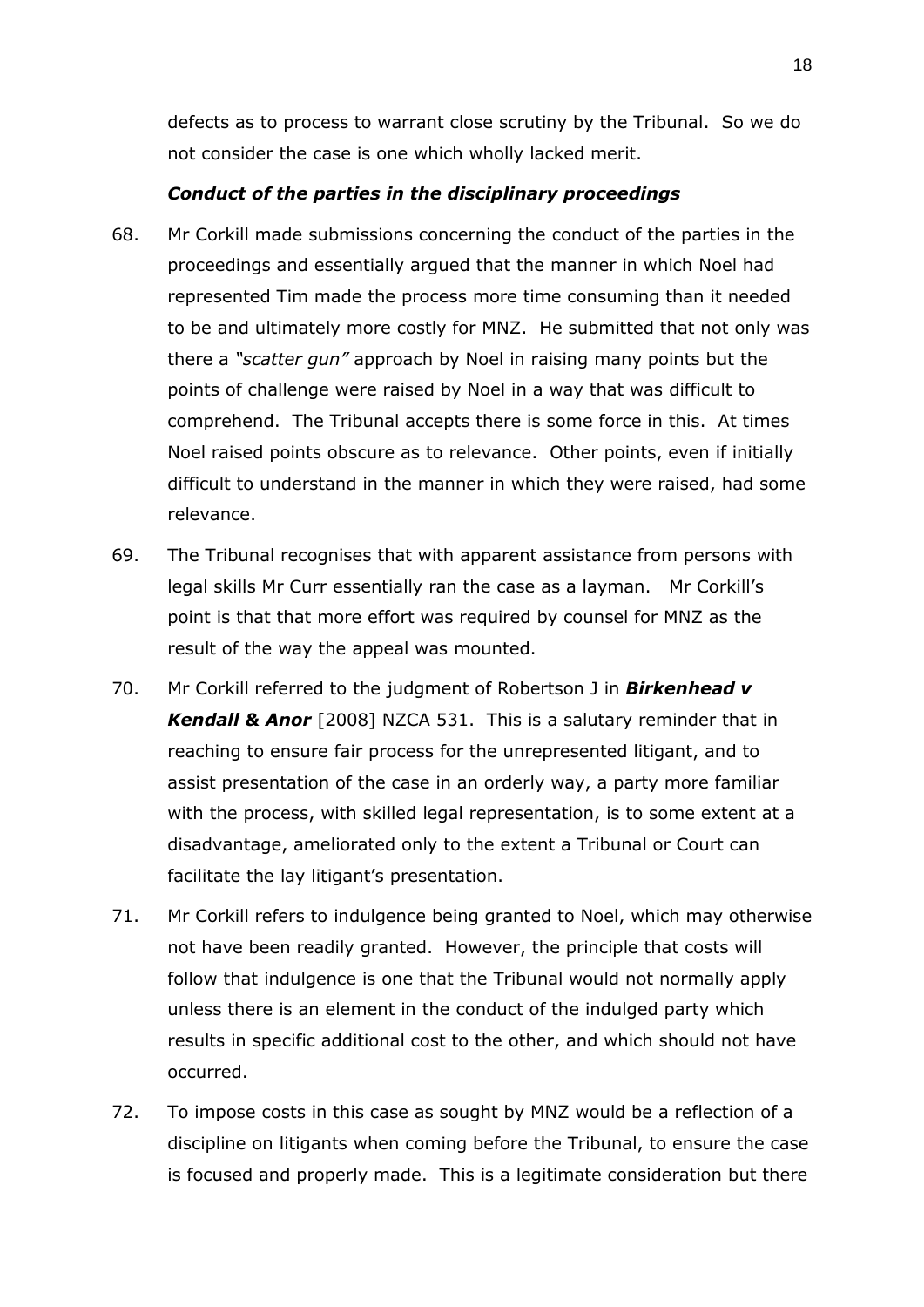defects as to process to warrant close scrutiny by the Tribunal. So we do not consider the case is one which wholly lacked merit.

### *Conduct of the parties in the disciplinary proceedings*

68. Mr Corkill made submissions concerning the conduct of the parties in the proceedings and essentially argued that the manner in which Noel had represented Tim made the process more time consuming than it needed to be and ultimately more costly for MNZ. He submitted that not only was there a *"scatter gun"* approach by Noel in raising many points but the points of challenge were raised by Noel in a way that was difficult to comprehend. The Tribunal accepts there is some force in this. At times Noel raised points obscure as to relevance. Other points, even if initially difficult to understand in the manner in which they were raised, had some relevance.

69. The Tribunal recognises that with apparent assistance from persons with legal skills Mr Curr essentially ran the case as a layman. Mr Corkill's point is that that more effort was required by counsel for MNZ as the result of the way the appeal was mounted.

70. Mr Corkill referred to the judgment of Robertson J in ***Birkenhead v Kendall & Anor*** [2008] NZCA 531. This is a salutary reminder that in reaching to ensure fair process for the unrepresented litigant, and to assist presentation of the case in an orderly way, a party more familiar with the process, with skilled legal representation, is to some extent at a disadvantage, ameliorated only to the extent a Tribunal or Court can facilitate the lay litigant's presentation.

71. Mr Corkill refers to indulgence being granted to Noel, which may otherwise not have been readily granted. However, the principle that costs will follow that indulgence is one that the Tribunal would not normally apply unless there is an element in the conduct of the indulged party which results in specific additional cost to the other, and which should not have occurred.

72. To impose costs in this case as sought by MNZ would be a reflection of a discipline on litigants when coming before the Tribunal, to ensure the case is focused and properly made. This is a legitimate consideration but there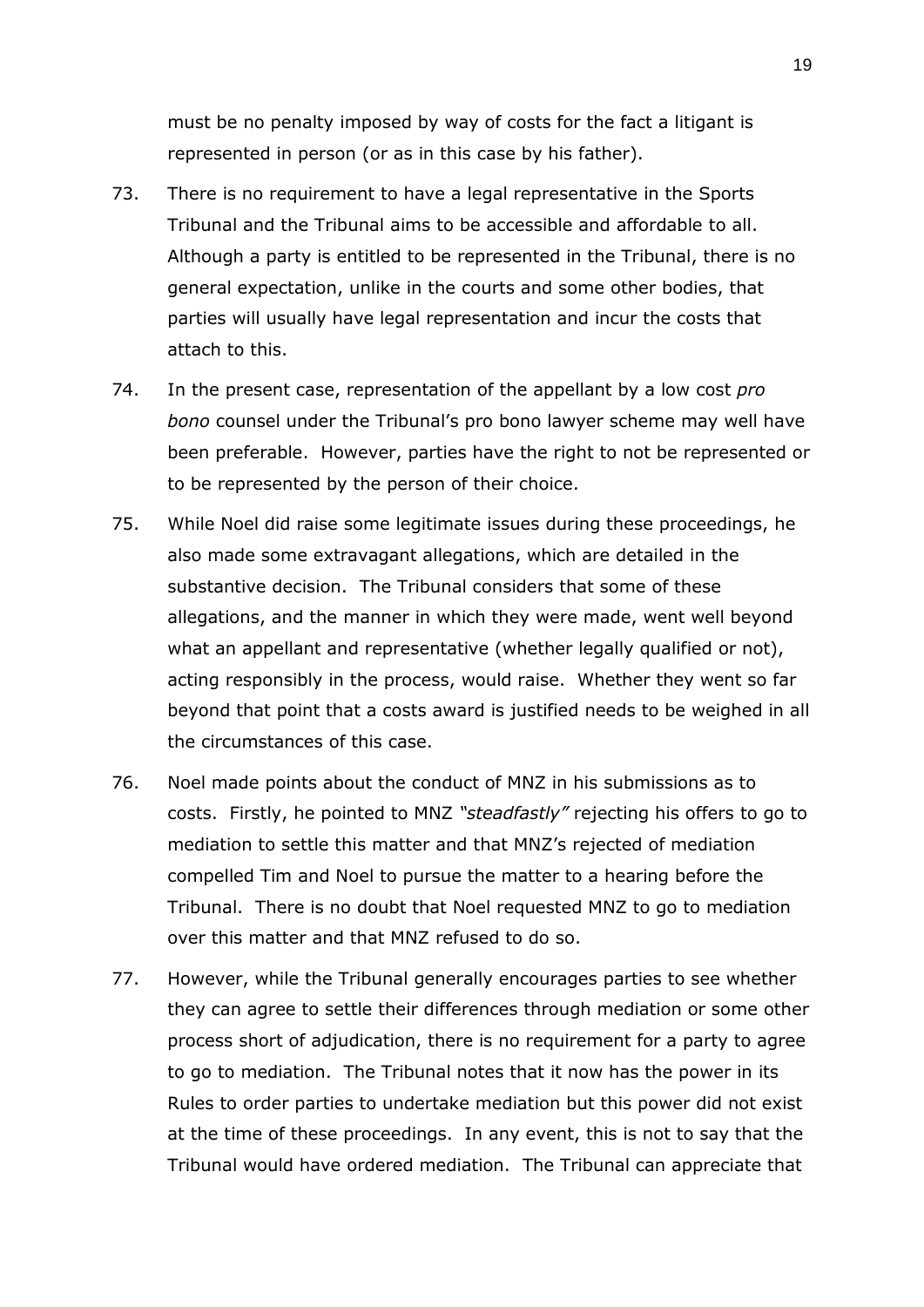must be no penalty imposed by way of costs for the fact a litigant is represented in person (or as in this case by his father).

73. There is no requirement to have a legal representative in the Sports Tribunal and the Tribunal aims to be accessible and affordable to all. Although a party is entitled to be represented in the Tribunal, there is no general expectation, unlike in the courts and some other bodies, that parties will usually have legal representation and incur the costs that attach to this.

74. In the present case, representation of the appellant by a low cost *pro bono* counsel under the Tribunal's pro bono lawyer scheme may well have been preferable. However, parties have the right to not be represented or to be represented by the person of their choice.

75. While Noel did raise some legitimate issues during these proceedings, he also made some extravagant allegations, which are detailed in the substantive decision. The Tribunal considers that some of these allegations, and the manner in which they were made, went well beyond what an appellant and representative (whether legally qualified or not), acting responsibly in the process, would raise. Whether they went so far beyond that point that a costs award is justified needs to be weighed in all the circumstances of this case.

76. Noel made points about the conduct of MNZ in his submissions as to costs. Firstly, he pointed to MNZ *"steadfastly"* rejecting his offers to go to mediation to settle this matter and that MNZ's rejected of mediation compelled Tim and Noel to pursue the matter to a hearing before the Tribunal. There is no doubt that Noel requested MNZ to go to mediation over this matter and that MNZ refused to do so.

77. However, while the Tribunal generally encourages parties to see whether they can agree to settle their differences through mediation or some other process short of adjudication, there is no requirement for a party to agree to go to mediation. The Tribunal notes that it now has the power in its Rules to order parties to undertake mediation but this power did not exist at the time of these proceedings. In any event, this is not to say that the Tribunal would have ordered mediation. The Tribunal can appreciate that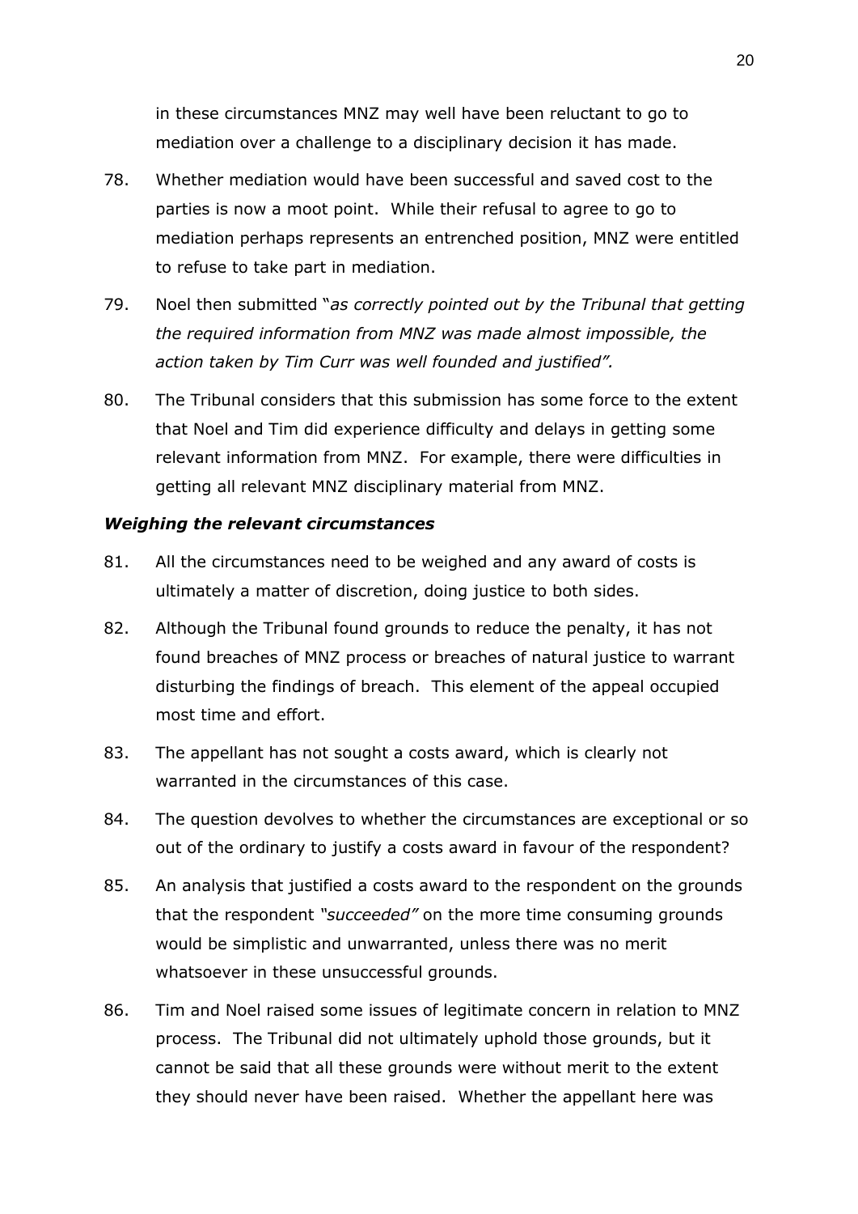in these circumstances MNZ may well have been reluctant to go to mediation over a challenge to a disciplinary decision it has made.

78. Whether mediation would have been successful and saved cost to the parties is now a moot point. While their refusal to agree to go to mediation perhaps represents an entrenched position, MNZ were entitled to refuse to take part in mediation.

79. Noel then submitted "*as correctly pointed out by the Tribunal that getting the required information from MNZ was made almost impossible, the action taken by Tim Curr was well founded and justified".*

80. The Tribunal considers that this submission has some force to the extent that Noel and Tim did experience difficulty and delays in getting some relevant information from MNZ. For example, there were difficulties in getting all relevant MNZ disciplinary material from MNZ.

***Weighing the relevant circumstances***

81. All the circumstances need to be weighed and any award of costs is ultimately a matter of discretion, doing justice to both sides.

82. Although the Tribunal found grounds to reduce the penalty, it has not found breaches of MNZ process or breaches of natural justice to warrant disturbing the findings of breach. This element of the appeal occupied most time and effort.

83. The appellant has not sought a costs award, which is clearly not warranted in the circumstances of this case.

84. The question devolves to whether the circumstances are exceptional or so out of the ordinary to justify a costs award in favour of the respondent?

85. An analysis that justified a costs award to the respondent on the grounds that the respondent *"succeeded"* on the more time consuming grounds would be simplistic and unwarranted, unless there was no merit whatsoever in these unsuccessful grounds.

86. Tim and Noel raised some issues of legitimate concern in relation to MNZ process. The Tribunal did not ultimately uphold those grounds, but it cannot be said that all these grounds were without merit to the extent they should never have been raised. Whether the appellant here was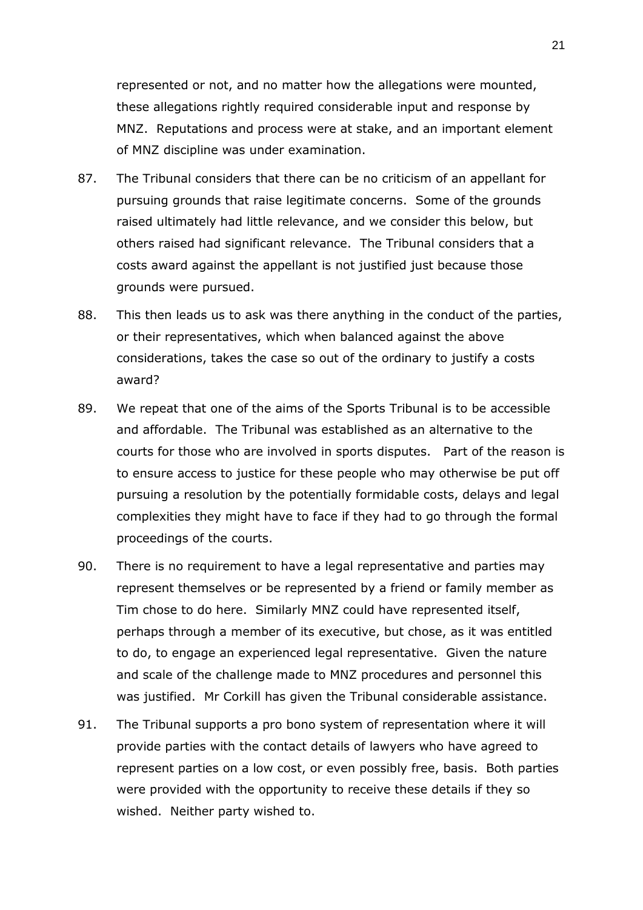represented or not, and no matter how the allegations were mounted, these allegations rightly required considerable input and response by MNZ. Reputations and process were at stake, and an important element of MNZ discipline was under examination.

87. The Tribunal considers that there can be no criticism of an appellant for pursuing grounds that raise legitimate concerns. Some of the grounds raised ultimately had little relevance, and we consider this below, but others raised had significant relevance. The Tribunal considers that a costs award against the appellant is not justified just because those grounds were pursued.

88. This then leads us to ask was there anything in the conduct of the parties, or their representatives, which when balanced against the above considerations, takes the case so out of the ordinary to justify a costs award?

89. We repeat that one of the aims of the Sports Tribunal is to be accessible and affordable. The Tribunal was established as an alternative to the courts for those who are involved in sports disputes. Part of the reason is to ensure access to justice for these people who may otherwise be put off pursuing a resolution by the potentially formidable costs, delays and legal complexities they might have to face if they had to go through the formal proceedings of the courts.

90. There is no requirement to have a legal representative and parties may represent themselves or be represented by a friend or family member as Tim chose to do here. Similarly MNZ could have represented itself, perhaps through a member of its executive, but chose, as it was entitled to do, to engage an experienced legal representative. Given the nature and scale of the challenge made to MNZ procedures and personnel this was justified. Mr Corkill has given the Tribunal considerable assistance.

91. The Tribunal supports a pro bono system of representation where it will provide parties with the contact details of lawyers who have agreed to represent parties on a low cost, or even possibly free, basis. Both parties were provided with the opportunity to receive these details if they so wished. Neither party wished to.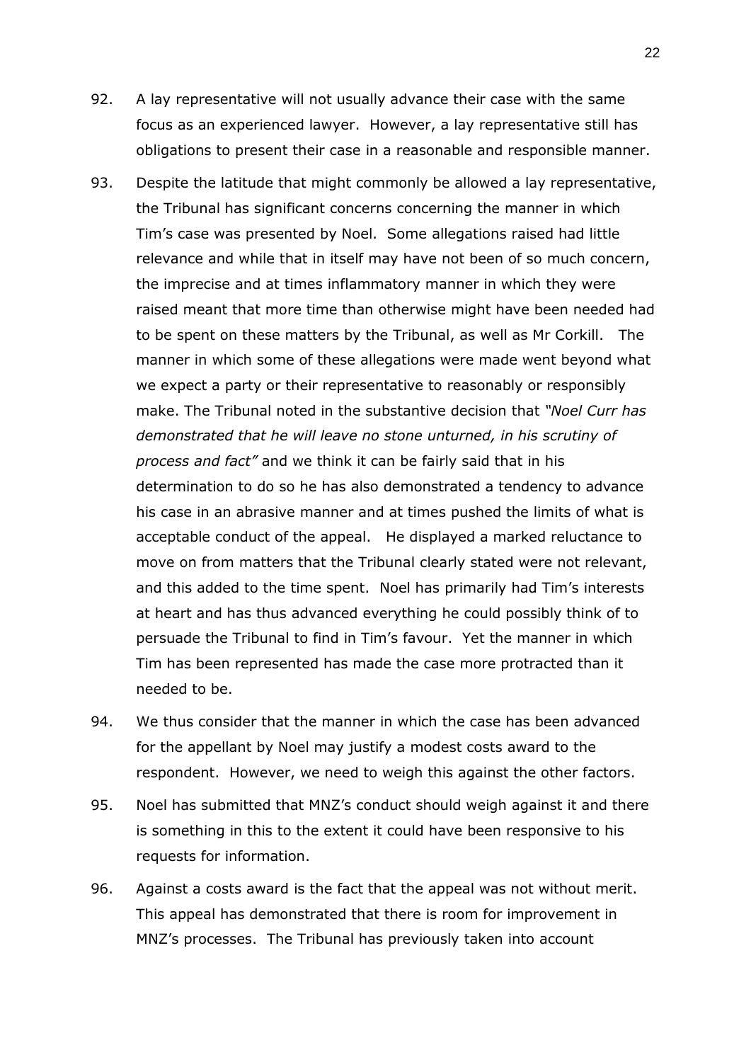92. A lay representative will not usually advance their case with the same focus as an experienced lawyer. However, a lay representative still has obligations to present their case in a reasonable and responsible manner.

93. Despite the latitude that might commonly be allowed a lay representative, the Tribunal has significant concerns concerning the manner in which Tim's case was presented by Noel. Some allegations raised had little relevance and while that in itself may have not been of so much concern, the imprecise and at times inflammatory manner in which they were raised meant that more time than otherwise might have been needed had to be spent on these matters by the Tribunal, as well as Mr Corkill. The manner in which some of these allegations were made went beyond what we expect a party or their representative to reasonably or responsibly make. The Tribunal noted in the substantive decision that *"Noel Curr has demonstrated that he will leave no stone unturned, in his scrutiny of process and fact"* and we think it can be fairly said that in his determination to do so he has also demonstrated a tendency to advance his case in an abrasive manner and at times pushed the limits of what is acceptable conduct of the appeal. He displayed a marked reluctance to move on from matters that the Tribunal clearly stated were not relevant, and this added to the time spent. Noel has primarily had Tim's interests at heart and has thus advanced everything he could possibly think of to persuade the Tribunal to find in Tim's favour. Yet the manner in which Tim has been represented has made the case more protracted than it needed to be.

94. We thus consider that the manner in which the case has been advanced for the appellant by Noel may justify a modest costs award to the respondent. However, we need to weigh this against the other factors.

95. Noel has submitted that MNZ's conduct should weigh against it and there is something in this to the extent it could have been responsive to his requests for information.

96. Against a costs award is the fact that the appeal was not without merit. This appeal has demonstrated that there is room for improvement in MNZ's processes. The Tribunal has previously taken into account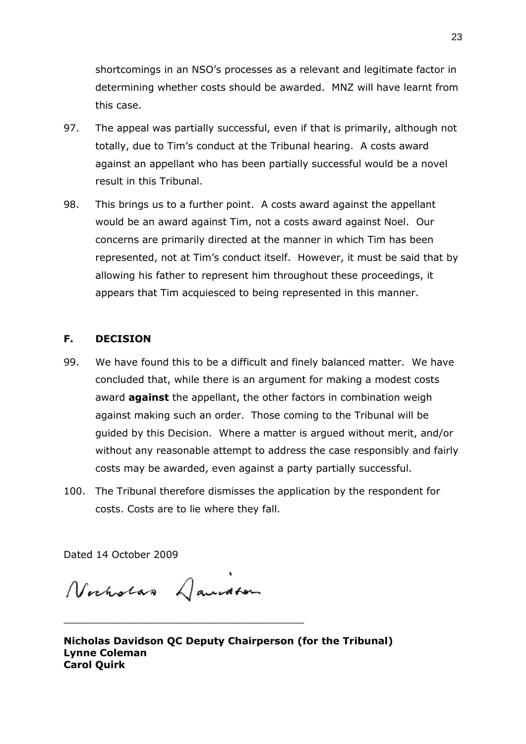shortcomings in an NSO's processes as a relevant and legitimate factor in determining whether costs should be awarded. MNZ will have learnt from this case.

97. The appeal was partially successful, even if that is primarily, although not totally, due to Tim's conduct at the Tribunal hearing. A costs award against an appellant who has been partially successful would be a novel result in this Tribunal.

98. This brings us to a further point. A costs award against the appellant would be an award against Tim, not a costs award against Noel. Our concerns are primarily directed at the manner in which Tim has been represented, not at Tim's conduct itself. However, it must be said that by allowing his father to represent him throughout these proceedings, it appears that Tim acquiesced to being represented in this manner.

## F. DECISION

99. We have found this to be a difficult and finely balanced matter. We have concluded that, while there is an argument for making a modest costs award **against** the appellant, the other factors in combination weigh against making such an order. Those coming to the Tribunal will be guided by this Decision. Where a matter is argued without merit, and/or without any reasonable attempt to address the case responsibly and fairly costs may be awarded, even against a party partially successful.

100. The Tribunal therefore dismisses the application by the respondent for costs. Costs are to lie where they fall.

Dated 14 October 2009

Nicholas Davidson

\_\_\_\_\_\_\_\_\_\_\_\_\_\_\_\_\_\_\_\_\_\_\_\_\_\_\_\_\_\_\_\_\_\_\_\_\_\_\_\_

**Nicholas Davidson QC Deputy Chairperson (for the Tribunal)**
**Lynne Coleman**
**Carol Quirk**